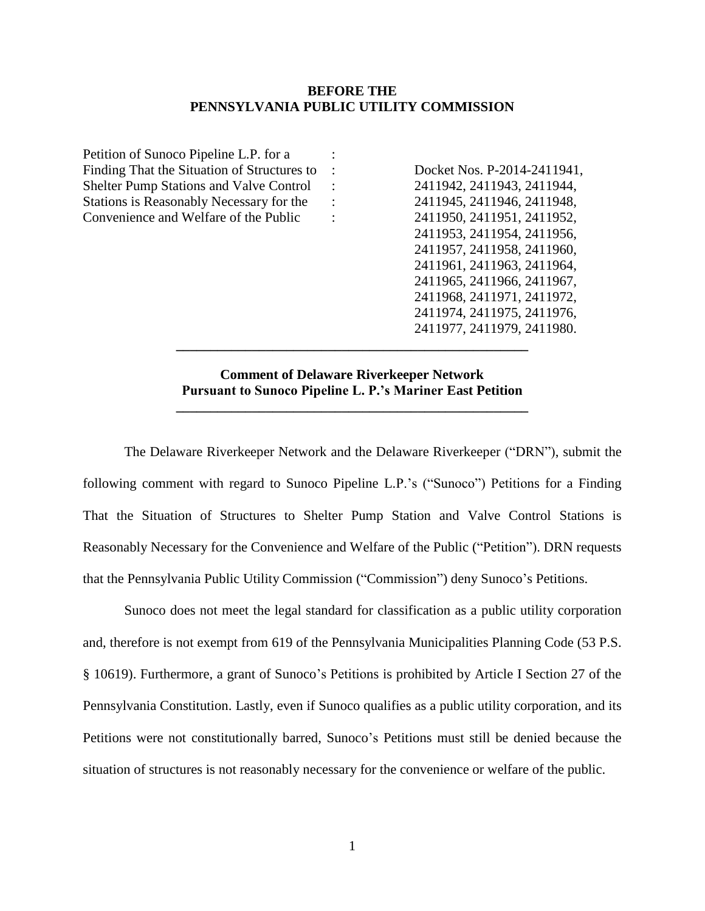**BEFORE THE**
**PENNSYLVANIA PUBLIC UTILITY COMMISSION**

| | | |
|---|---|---|
| Petition of Sunoco Pipeline L.P. for a Finding That the Situation of Structures to Shelter Pump Stations and Valve Control Stations is Reasonably Necessary for the Convenience and Welfare of the Public | : | Docket Nos. P-2014-2411941, 2411942, 2411943, 2411944, 2411945, 2411946, 2411948, 2411950, 2411951, 2411952, 2411953, 2411954, 2411956, 2411957, 2411958, 2411960, 2411961, 2411963, 2411964, 2411965, 2411966, 2411967, 2411968, 2411971, 2411972, 2411974, 2411975, 2411976, 2411977, 2411979, 2411980. |

---

**Comment of Delaware Riverkeeper Network**
**Pursuant to Sunoco Pipeline L. P.'s Mariner East Petition**

---

The Delaware Riverkeeper Network and the Delaware Riverkeeper ("DRN"), submit the following comment with regard to Sunoco Pipeline L.P.'s ("Sunoco") Petitions for a Finding That the Situation of Structures to Shelter Pump Station and Valve Control Stations is Reasonably Necessary for the Convenience and Welfare of the Public ("Petition"). DRN requests that the Pennsylvania Public Utility Commission ("Commission") deny Sunoco's Petitions.

Sunoco does not meet the legal standard for classification as a public utility corporation and, therefore is not exempt from 619 of the Pennsylvania Municipalities Planning Code (53 P.S. § 10619). Furthermore, a grant of Sunoco's Petitions is prohibited by Article I Section 27 of the Pennsylvania Constitution. Lastly, even if Sunoco qualifies as a public utility corporation, and its Petitions were not constitutionally barred, Sunoco's Petitions must still be denied because the situation of structures is not reasonably necessary for the convenience or welfare of the public.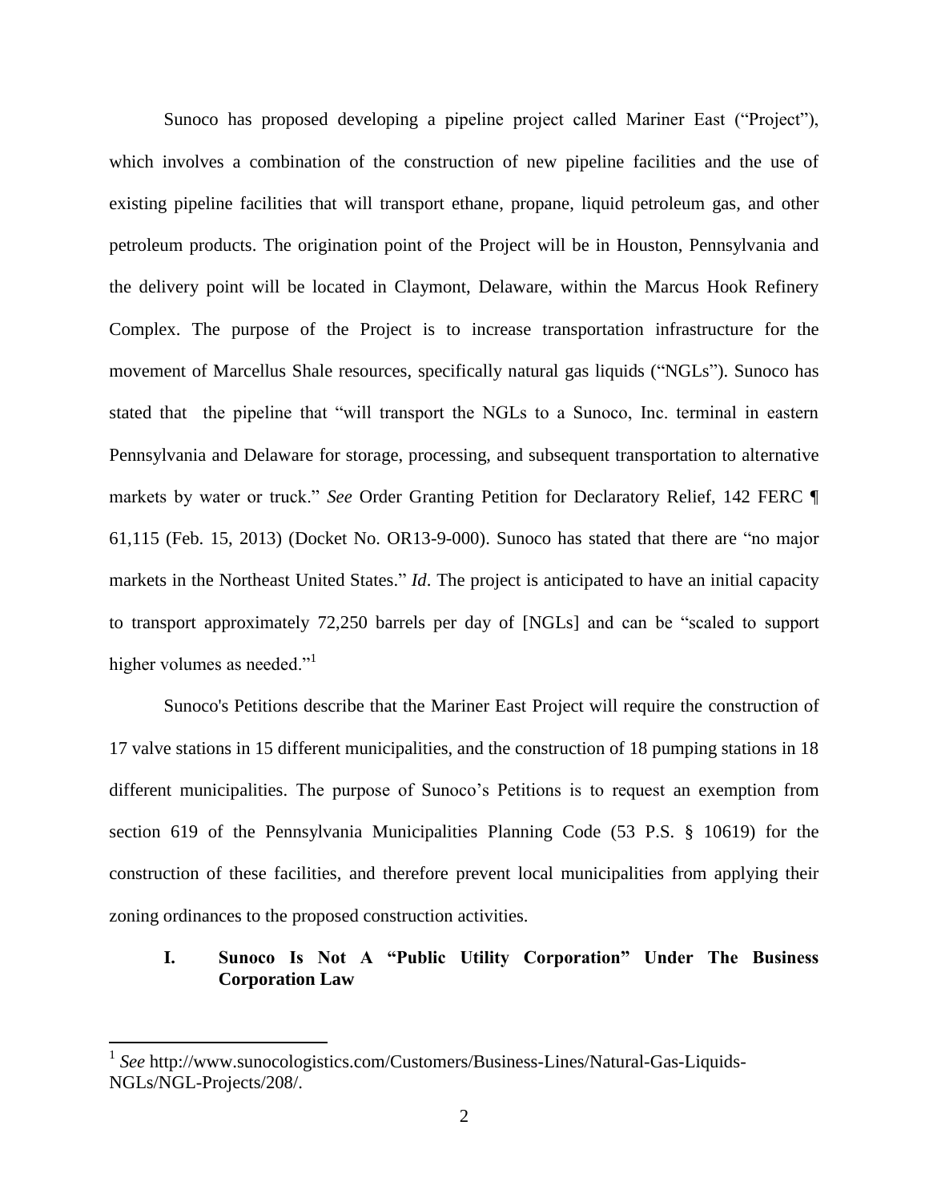Sunoco has proposed developing a pipeline project called Mariner East ("Project"), which involves a combination of the construction of new pipeline facilities and the use of existing pipeline facilities that will transport ethane, propane, liquid petroleum gas, and other petroleum products. The origination point of the Project will be in Houston, Pennsylvania and the delivery point will be located in Claymont, Delaware, within the Marcus Hook Refinery Complex. The purpose of the Project is to increase transportation infrastructure for the movement of Marcellus Shale resources, specifically natural gas liquids ("NGLs"). Sunoco has stated that the pipeline that "will transport the NGLs to a Sunoco, Inc. terminal in eastern Pennsylvania and Delaware for storage, processing, and subsequent transportation to alternative markets by water or truck." *See* Order Granting Petition for Declaratory Relief, 142 FERC ¶ 61,115 (Feb. 15, 2013) (Docket No. OR13-9-000). Sunoco has stated that there are "no major markets in the Northeast United States." *Id*. The project is anticipated to have an initial capacity to transport approximately 72,250 barrels per day of [NGLs] and can be "scaled to support higher volumes as needed."[1]

Sunoco's Petitions describe that the Mariner East Project will require the construction of 17 valve stations in 15 different municipalities, and the construction of 18 pumping stations in 18 different municipalities. The purpose of Sunoco's Petitions is to request an exemption from section 619 of the Pennsylvania Municipalities Planning Code (53 P.S. § 10619) for the construction of these facilities, and therefore prevent local municipalities from applying their zoning ordinances to the proposed construction activities.

## I. Sunoco Is Not A "Public Utility Corporation" Under The Business Corporation Law

[1] *See* http://www.sunocologistics.com/Customers/Business-Lines/Natural-Gas-Liquids-NGLs/NGL-Projects/208/.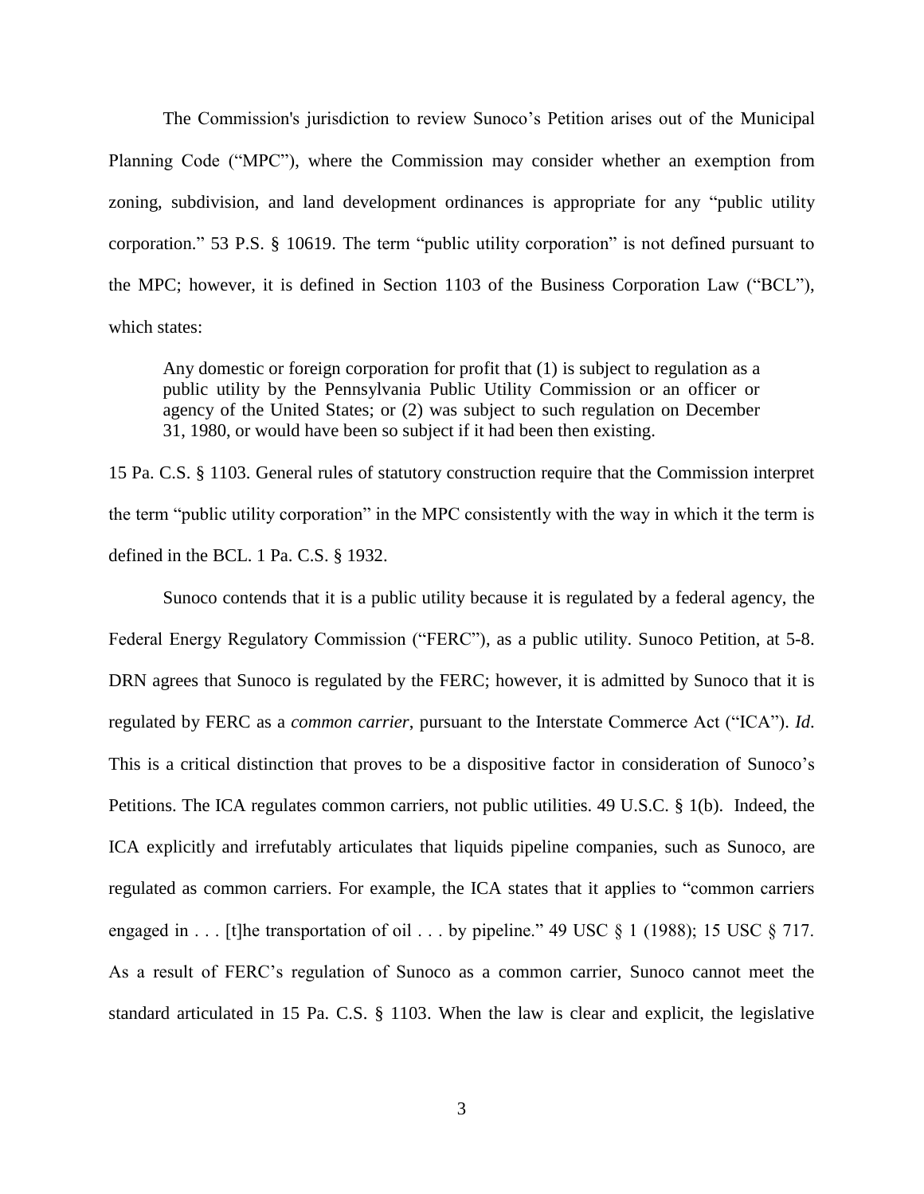The Commission's jurisdiction to review Sunoco's Petition arises out of the Municipal Planning Code ("MPC"), where the Commission may consider whether an exemption from zoning, subdivision, and land development ordinances is appropriate for any "public utility corporation." 53 P.S. § 10619. The term "public utility corporation" is not defined pursuant to the MPC; however, it is defined in Section 1103 of the Business Corporation Law ("BCL"), which states:

> Any domestic or foreign corporation for profit that (1) is subject to regulation as a public utility by the Pennsylvania Public Utility Commission or an officer or agency of the United States; or (2) was subject to such regulation on December 31, 1980, or would have been so subject if it had been then existing.

15 Pa. C.S. § 1103. General rules of statutory construction require that the Commission interpret the term "public utility corporation" in the MPC consistently with the way in which it the term is defined in the BCL. 1 Pa. C.S. § 1932.

Sunoco contends that it is a public utility because it is regulated by a federal agency, the Federal Energy Regulatory Commission ("FERC"), as a public utility. Sunoco Petition, at 5-8. DRN agrees that Sunoco is regulated by the FERC; however, it is admitted by Sunoco that it is regulated by FERC as a *common carrier*, pursuant to the Interstate Commerce Act ("ICA"). *Id*. This is a critical distinction that proves to be a dispositive factor in consideration of Sunoco's Petitions. The ICA regulates common carriers, not public utilities. 49 U.S.C. § 1(b). Indeed, the ICA explicitly and irrefutably articulates that liquids pipeline companies, such as Sunoco, are regulated as common carriers. For example, the ICA states that it applies to "common carriers engaged in . . . [t]he transportation of oil . . . by pipeline." 49 USC § 1 (1988); 15 USC § 717. As a result of FERC's regulation of Sunoco as a common carrier, Sunoco cannot meet the standard articulated in 15 Pa. C.S. § 1103. When the law is clear and explicit, the legislative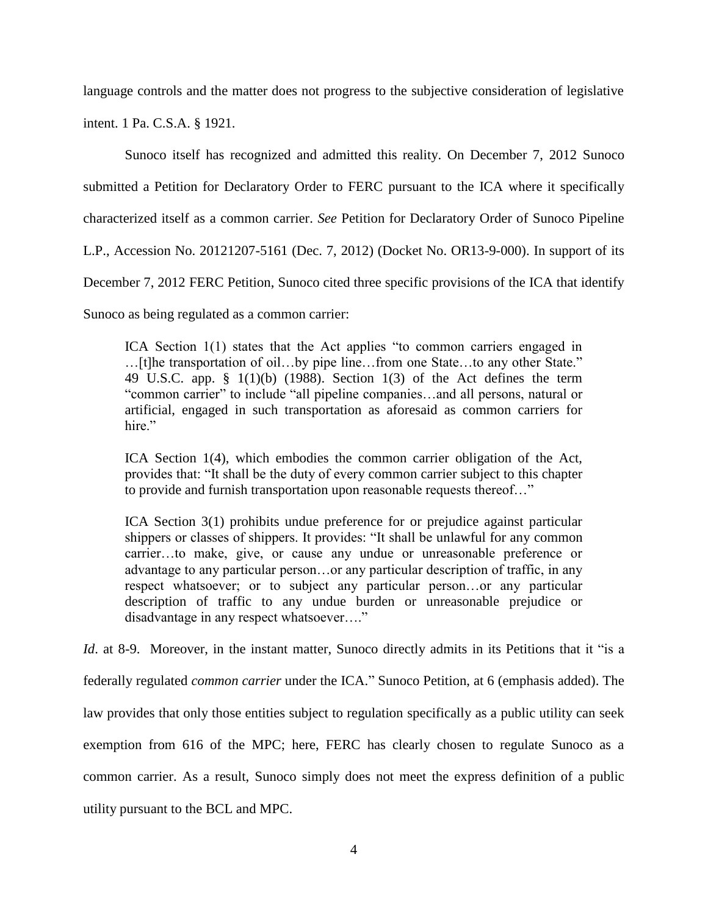language controls and the matter does not progress to the subjective consideration of legislative intent. 1 Pa. C.S.A. § 1921.

Sunoco itself has recognized and admitted this reality. On December 7, 2012 Sunoco submitted a Petition for Declaratory Order to FERC pursuant to the ICA where it specifically characterized itself as a common carrier. *See* Petition for Declaratory Order of Sunoco Pipeline L.P., Accession No. 20121207-5161 (Dec. 7, 2012) (Docket No. OR13-9-000). In support of its December 7, 2012 FERC Petition, Sunoco cited three specific provisions of the ICA that identify Sunoco as being regulated as a common carrier:

> ICA Section 1(1) states that the Act applies "to common carriers engaged in …[t]he transportation of oil…by pipe line…from one State…to any other State." 49 U.S.C. app. § 1(1)(b) (1988). Section 1(3) of the Act defines the term "common carrier" to include "all pipeline companies…and all persons, natural or artificial, engaged in such transportation as aforesaid as common carriers for hire."
>
> ICA Section 1(4), which embodies the common carrier obligation of the Act, provides that: "It shall be the duty of every common carrier subject to this chapter to provide and furnish transportation upon reasonable requests thereof…"
>
> ICA Section 3(1) prohibits undue preference for or prejudice against particular shippers or classes of shippers. It provides: "It shall be unlawful for any common carrier…to make, give, or cause any undue or unreasonable preference or advantage to any particular person…or any particular description of traffic, in any respect whatsoever; or to subject any particular person…or any particular description of traffic to any undue burden or unreasonable prejudice or disadvantage in any respect whatsoever…."

*Id*. at 8-9. Moreover, in the instant matter, Sunoco directly admits in its Petitions that it "is a federally regulated *common carrier* under the ICA." Sunoco Petition, at 6 (emphasis added). The law provides that only those entities subject to regulation specifically as a public utility can seek exemption from 616 of the MPC; here, FERC has clearly chosen to regulate Sunoco as a common carrier. As a result, Sunoco simply does not meet the express definition of a public utility pursuant to the BCL and MPC.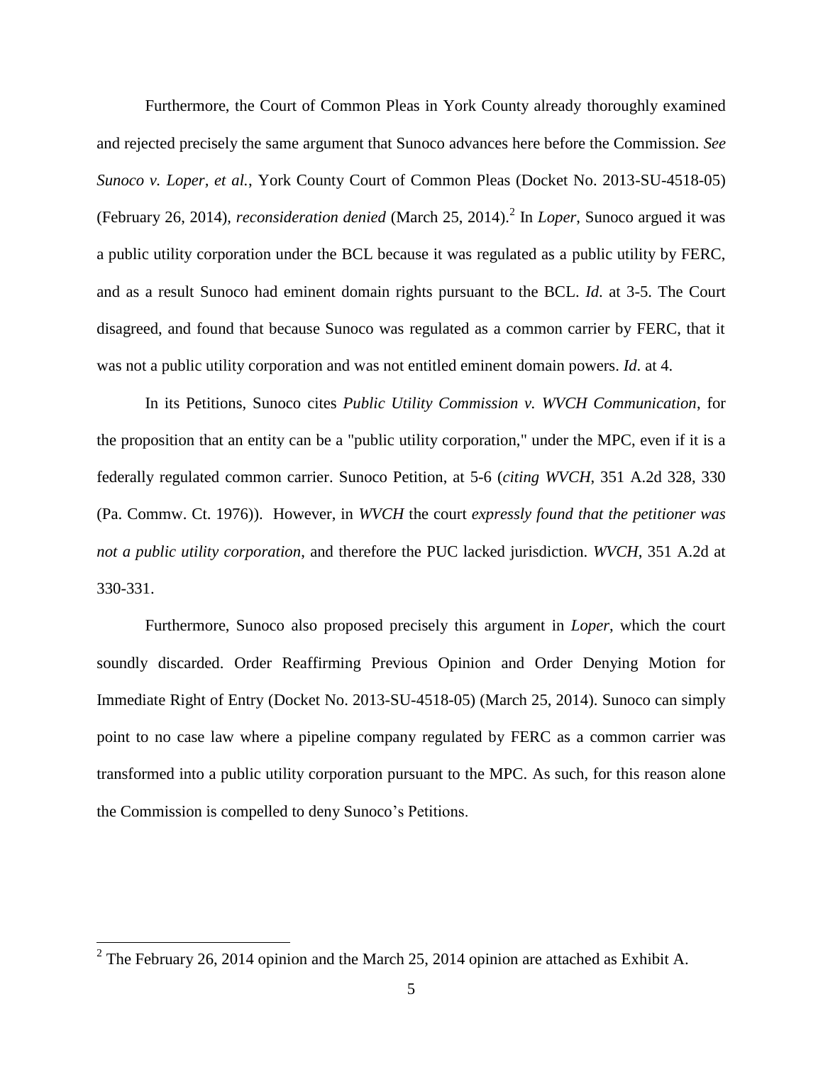Furthermore, the Court of Common Pleas in York County already thoroughly examined and rejected precisely the same argument that Sunoco advances here before the Commission. *See Sunoco v. Loper, et al.*, York County Court of Common Pleas (Docket No. 2013-SU-4518-05) (February 26, 2014), *reconsideration denied* (March 25, 2014).[2] In *Loper*, Sunoco argued it was a public utility corporation under the BCL because it was regulated as a public utility by FERC, and as a result Sunoco had eminent domain rights pursuant to the BCL. *Id.* at 3-5. The Court disagreed, and found that because Sunoco was regulated as a common carrier by FERC, that it was not a public utility corporation and was not entitled eminent domain powers. *Id.* at 4.

In its Petitions, Sunoco cites *Public Utility Commission v. WVCH Communication*, for the proposition that an entity can be a "public utility corporation," under the MPC, even if it is a federally regulated common carrier. Sunoco Petition, at 5-6 (*citing WVCH*, 351 A.2d 328, 330 (Pa. Commw. Ct. 1976)). However, in *WVCH* the court *expressly found that the petitioner was not a public utility corporation,* and therefore the PUC lacked jurisdiction. *WVCH*, 351 A.2d at 330-331.

Furthermore, Sunoco also proposed precisely this argument in *Loper*, which the court soundly discarded. Order Reaffirming Previous Opinion and Order Denying Motion for Immediate Right of Entry (Docket No. 2013-SU-4518-05) (March 25, 2014). Sunoco can simply point to no case law where a pipeline company regulated by FERC as a common carrier was transformed into a public utility corporation pursuant to the MPC. As such, for this reason alone the Commission is compelled to deny Sunoco's Petitions.

---

[2] The February 26, 2014 opinion and the March 25, 2014 opinion are attached as Exhibit A.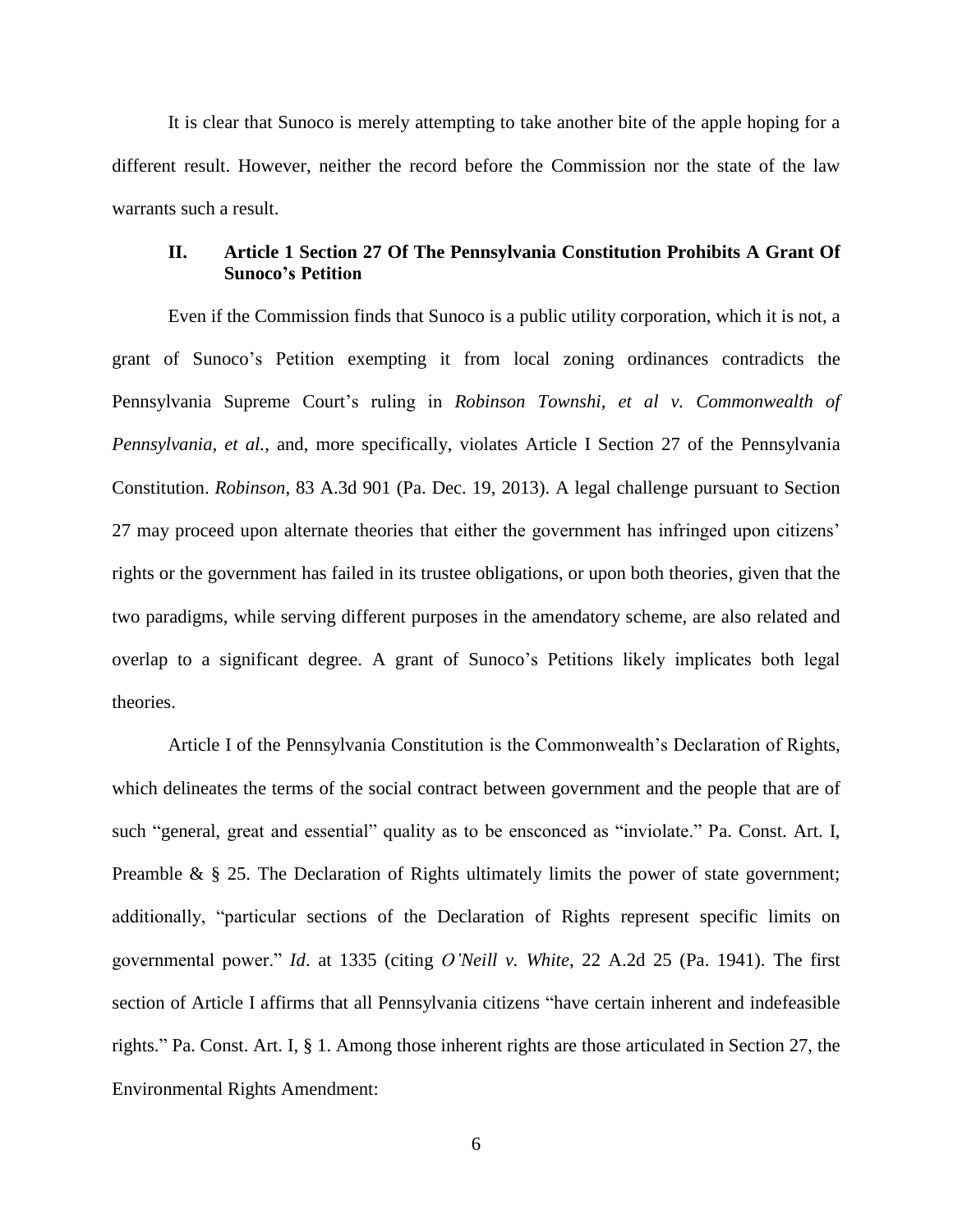It is clear that Sunoco is merely attempting to take another bite of the apple hoping for a different result. However, neither the record before the Commission nor the state of the law warrants such a result.

## II. Article 1 Section 27 Of The Pennsylvania Constitution Prohibits A Grant Of Sunoco's Petition

Even if the Commission finds that Sunoco is a public utility corporation, which it is not, a grant of Sunoco's Petition exempting it from local zoning ordinances contradicts the Pennsylvania Supreme Court's ruling in *Robinson Townshi, et al v. Commonwealth of Pennsylvania, et al.*, and, more specifically, violates Article I Section 27 of the Pennsylvania Constitution. *Robinson*, 83 A.3d 901 (Pa. Dec. 19, 2013). A legal challenge pursuant to Section 27 may proceed upon alternate theories that either the government has infringed upon citizens' rights or the government has failed in its trustee obligations, or upon both theories, given that the two paradigms, while serving different purposes in the amendatory scheme, are also related and overlap to a significant degree. A grant of Sunoco's Petitions likely implicates both legal theories.

Article I of the Pennsylvania Constitution is the Commonwealth's Declaration of Rights, which delineates the terms of the social contract between government and the people that are of such "general, great and essential" quality as to be ensconced as "inviolate." Pa. Const. Art. I, Preamble & § 25. The Declaration of Rights ultimately limits the power of state government; additionally, "particular sections of the Declaration of Rights represent specific limits on governmental power." *Id*. at 1335 (citing *O'Neill v. White*, 22 A.2d 25 (Pa. 1941). The first section of Article I affirms that all Pennsylvania citizens "have certain inherent and indefeasible rights." Pa. Const. Art. I, § 1. Among those inherent rights are those articulated in Section 27, the Environmental Rights Amendment: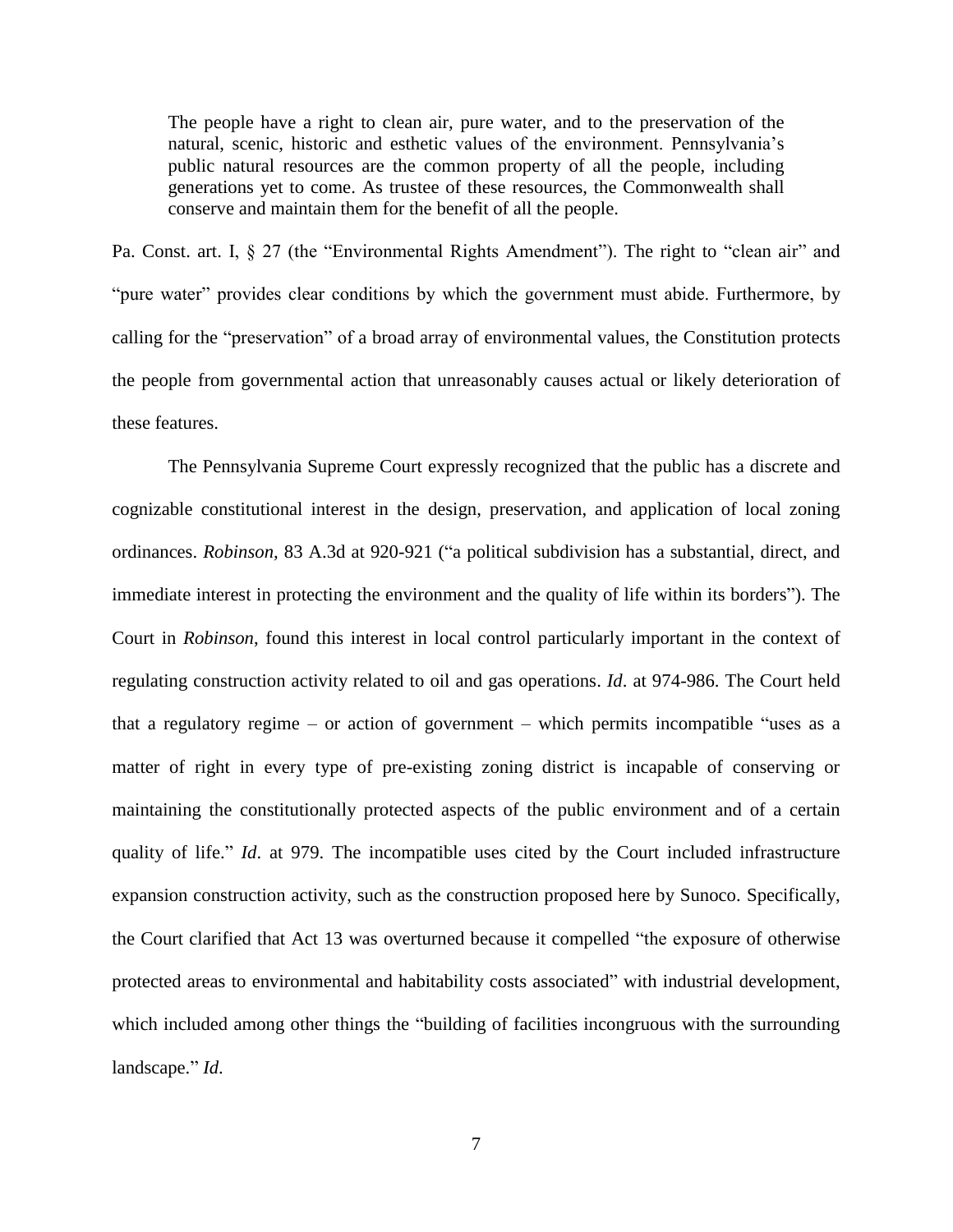> The people have a right to clean air, pure water, and to the preservation of the natural, scenic, historic and esthetic values of the environment. Pennsylvania's public natural resources are the common property of all the people, including generations yet to come. As trustee of these resources, the Commonwealth shall conserve and maintain them for the benefit of all the people.

Pa. Const. art. I, § 27 (the "Environmental Rights Amendment"). The right to "clean air" and "pure water" provides clear conditions by which the government must abide. Furthermore, by calling for the "preservation" of a broad array of environmental values, the Constitution protects the people from governmental action that unreasonably causes actual or likely deterioration of these features.

The Pennsylvania Supreme Court expressly recognized that the public has a discrete and cognizable constitutional interest in the design, preservation, and application of local zoning ordinances. *Robinson,* 83 A.3d at 920-921 ("a political subdivision has a substantial, direct, and immediate interest in protecting the environment and the quality of life within its borders"). The Court in *Robinson*, found this interest in local control particularly important in the context of regulating construction activity related to oil and gas operations. *Id*. at 974-986. The Court held that a regulatory regime – or action of government – which permits incompatible "uses as a matter of right in every type of pre-existing zoning district is incapable of conserving or maintaining the constitutionally protected aspects of the public environment and of a certain quality of life." *Id*. at 979. The incompatible uses cited by the Court included infrastructure expansion construction activity, such as the construction proposed here by Sunoco. Specifically, the Court clarified that Act 13 was overturned because it compelled "the exposure of otherwise protected areas to environmental and habitability costs associated" with industrial development, which included among other things the "building of facilities incongruous with the surrounding landscape." *Id.*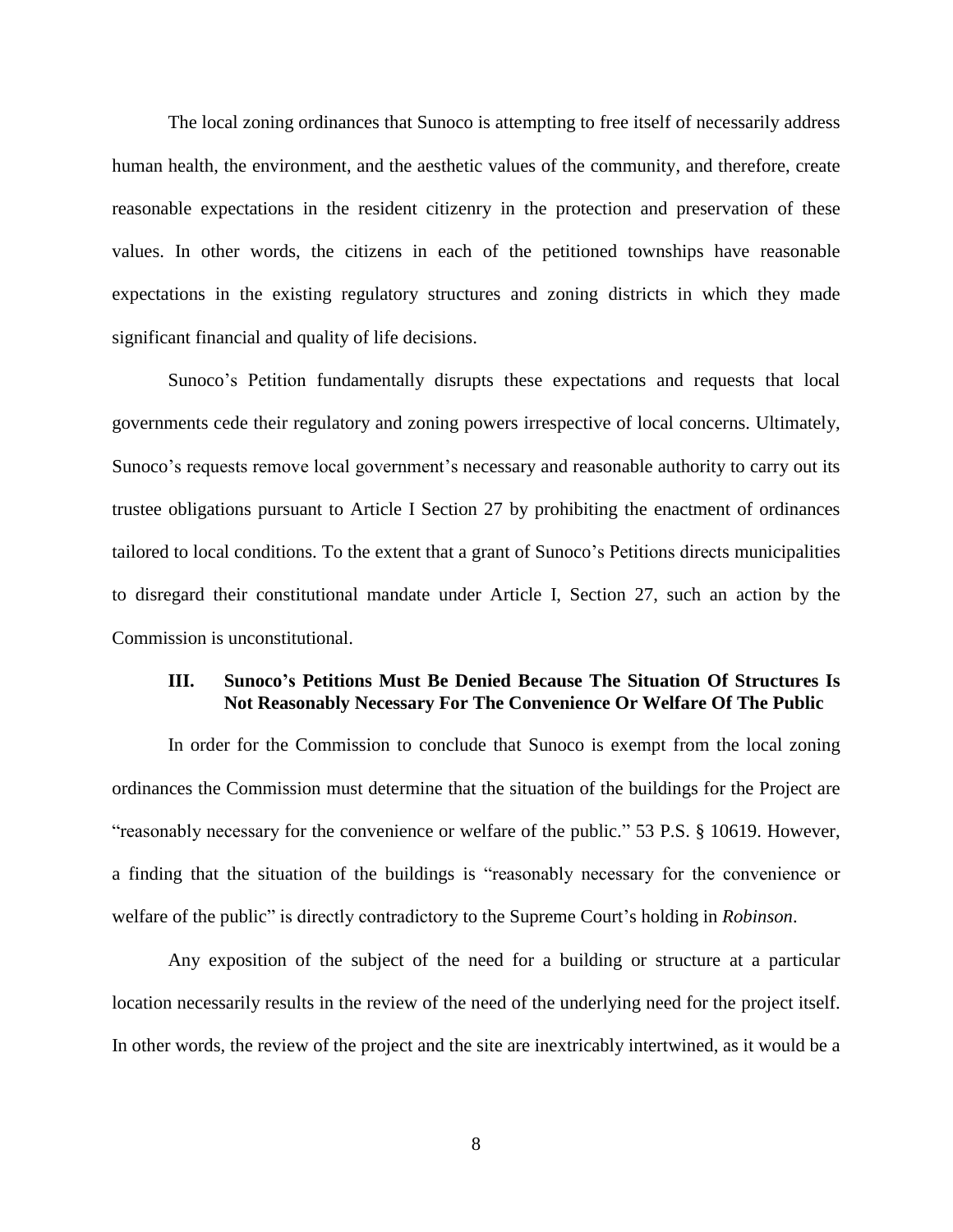The local zoning ordinances that Sunoco is attempting to free itself of necessarily address human health, the environment, and the aesthetic values of the community, and therefore, create reasonable expectations in the resident citizenry in the protection and preservation of these values. In other words, the citizens in each of the petitioned townships have reasonable expectations in the existing regulatory structures and zoning districts in which they made significant financial and quality of life decisions.

Sunoco's Petition fundamentally disrupts these expectations and requests that local governments cede their regulatory and zoning powers irrespective of local concerns. Ultimately, Sunoco's requests remove local government's necessary and reasonable authority to carry out its trustee obligations pursuant to Article I Section 27 by prohibiting the enactment of ordinances tailored to local conditions. To the extent that a grant of Sunoco's Petitions directs municipalities to disregard their constitutional mandate under Article I, Section 27, such an action by the Commission is unconstitutional.

## III. Sunoco's Petitions Must Be Denied Because The Situation Of Structures Is Not Reasonably Necessary For The Convenience Or Welfare Of The Public

In order for the Commission to conclude that Sunoco is exempt from the local zoning ordinances the Commission must determine that the situation of the buildings for the Project are "reasonably necessary for the convenience or welfare of the public." 53 P.S. § 10619. However, a finding that the situation of the buildings is "reasonably necessary for the convenience or welfare of the public" is directly contradictory to the Supreme Court's holding in *Robinson*.

Any exposition of the subject of the need for a building or structure at a particular location necessarily results in the review of the need of the underlying need for the project itself. In other words, the review of the project and the site are inextricably intertwined, as it would be a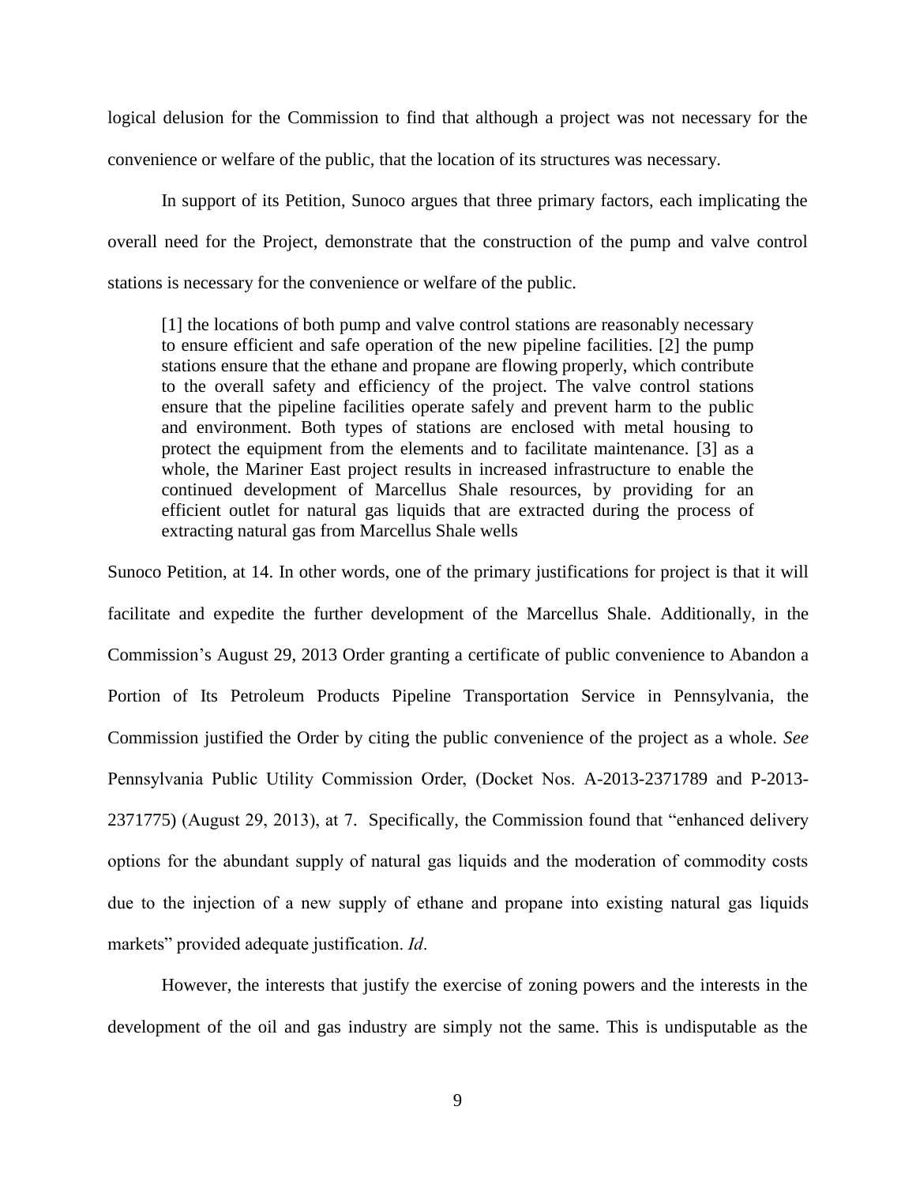logical delusion for the Commission to find that although a project was not necessary for the convenience or welfare of the public, that the location of its structures was necessary.

In support of its Petition, Sunoco argues that three primary factors, each implicating the overall need for the Project, demonstrate that the construction of the pump and valve control stations is necessary for the convenience or welfare of the public.

> [1] the locations of both pump and valve control stations are reasonably necessary to ensure efficient and safe operation of the new pipeline facilities. [2] the pump stations ensure that the ethane and propane are flowing properly, which contribute to the overall safety and efficiency of the project. The valve control stations ensure that the pipeline facilities operate safely and prevent harm to the public and environment. Both types of stations are enclosed with metal housing to protect the equipment from the elements and to facilitate maintenance. [3] as a whole, the Mariner East project results in increased infrastructure to enable the continued development of Marcellus Shale resources, by providing for an efficient outlet for natural gas liquids that are extracted during the process of extracting natural gas from Marcellus Shale wells

Sunoco Petition, at 14. In other words, one of the primary justifications for project is that it will facilitate and expedite the further development of the Marcellus Shale. Additionally, in the Commission's August 29, 2013 Order granting a certificate of public convenience to Abandon a Portion of Its Petroleum Products Pipeline Transportation Service in Pennsylvania, the Commission justified the Order by citing the public convenience of the project as a whole. *See* Pennsylvania Public Utility Commission Order, (Docket Nos. A-2013-2371789 and P-2013-2371775) (August 29, 2013), at 7. Specifically, the Commission found that "enhanced delivery options for the abundant supply of natural gas liquids and the moderation of commodity costs due to the injection of a new supply of ethane and propane into existing natural gas liquids markets" provided adequate justification. *Id*.

However, the interests that justify the exercise of zoning powers and the interests in the development of the oil and gas industry are simply not the same. This is undisputable as the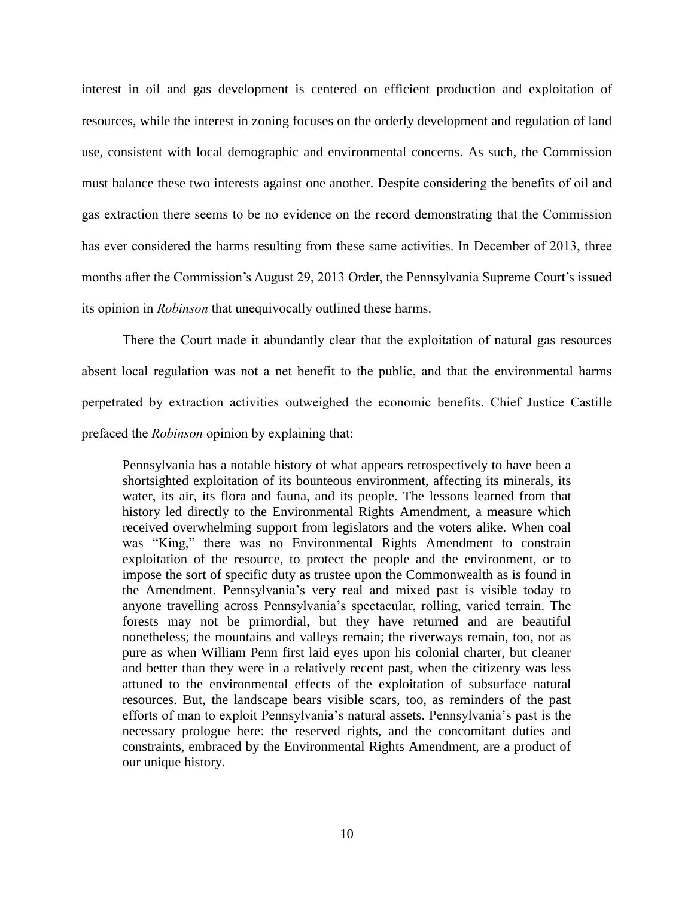interest in oil and gas development is centered on efficient production and exploitation of resources, while the interest in zoning focuses on the orderly development and regulation of land use, consistent with local demographic and environmental concerns. As such, the Commission must balance these two interests against one another. Despite considering the benefits of oil and gas extraction there seems to be no evidence on the record demonstrating that the Commission has ever considered the harms resulting from these same activities. In December of 2013, three months after the Commission's August 29, 2013 Order, the Pennsylvania Supreme Court's issued its opinion in *Robinson* that unequivocally outlined these harms.

There the Court made it abundantly clear that the exploitation of natural gas resources absent local regulation was not a net benefit to the public, and that the environmental harms perpetrated by extraction activities outweighed the economic benefits. Chief Justice Castille prefaced the *Robinson* opinion by explaining that:

> Pennsylvania has a notable history of what appears retrospectively to have been a shortsighted exploitation of its bounteous environment, affecting its minerals, its water, its air, its flora and fauna, and its people. The lessons learned from that history led directly to the Environmental Rights Amendment, a measure which received overwhelming support from legislators and the voters alike. When coal was "King," there was no Environmental Rights Amendment to constrain exploitation of the resource, to protect the people and the environment, or to impose the sort of specific duty as trustee upon the Commonwealth as is found in the Amendment. Pennsylvania's very real and mixed past is visible today to anyone travelling across Pennsylvania's spectacular, rolling, varied terrain. The forests may not be primordial, but they have returned and are beautiful nonetheless; the mountains and valleys remain; the riverways remain, too, not as pure as when William Penn first laid eyes upon his colonial charter, but cleaner and better than they were in a relatively recent past, when the citizenry was less attuned to the environmental effects of the exploitation of subsurface natural resources. But, the landscape bears visible scars, too, as reminders of the past efforts of man to exploit Pennsylvania's natural assets. Pennsylvania's past is the necessary prologue here: the reserved rights, and the concomitant duties and constraints, embraced by the Environmental Rights Amendment, are a product of our unique history.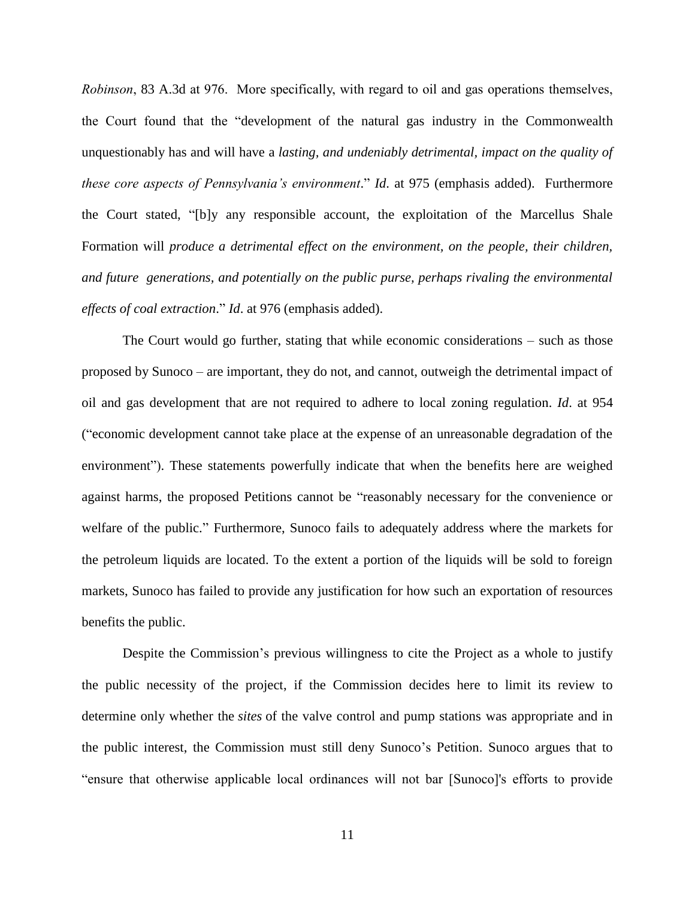*Robinson*, 83 A.3d at 976. More specifically, with regard to oil and gas operations themselves, the Court found that the "development of the natural gas industry in the Commonwealth unquestionably has and will have a *lasting, and undeniably detrimental, impact on the quality of these core aspects of Pennsylvania's environment*." *Id*. at 975 (emphasis added). Furthermore the Court stated, "[b]y any responsible account, the exploitation of the Marcellus Shale Formation will *produce a detrimental effect on the environment, on the people, their children, and future generations, and potentially on the public purse, perhaps rivaling the environmental effects of coal extraction*." *Id*. at 976 (emphasis added).

The Court would go further, stating that while economic considerations – such as those proposed by Sunoco – are important, they do not, and cannot, outweigh the detrimental impact of oil and gas development that are not required to adhere to local zoning regulation. *Id*. at 954 ("economic development cannot take place at the expense of an unreasonable degradation of the environment"). These statements powerfully indicate that when the benefits here are weighed against harms, the proposed Petitions cannot be "reasonably necessary for the convenience or welfare of the public." Furthermore, Sunoco fails to adequately address where the markets for the petroleum liquids are located. To the extent a portion of the liquids will be sold to foreign markets, Sunoco has failed to provide any justification for how such an exportation of resources benefits the public.

Despite the Commission's previous willingness to cite the Project as a whole to justify the public necessity of the project, if the Commission decides here to limit its review to determine only whether the *sites* of the valve control and pump stations was appropriate and in the public interest, the Commission must still deny Sunoco's Petition. Sunoco argues that to "ensure that otherwise applicable local ordinances will not bar [Sunoco]'s efforts to provide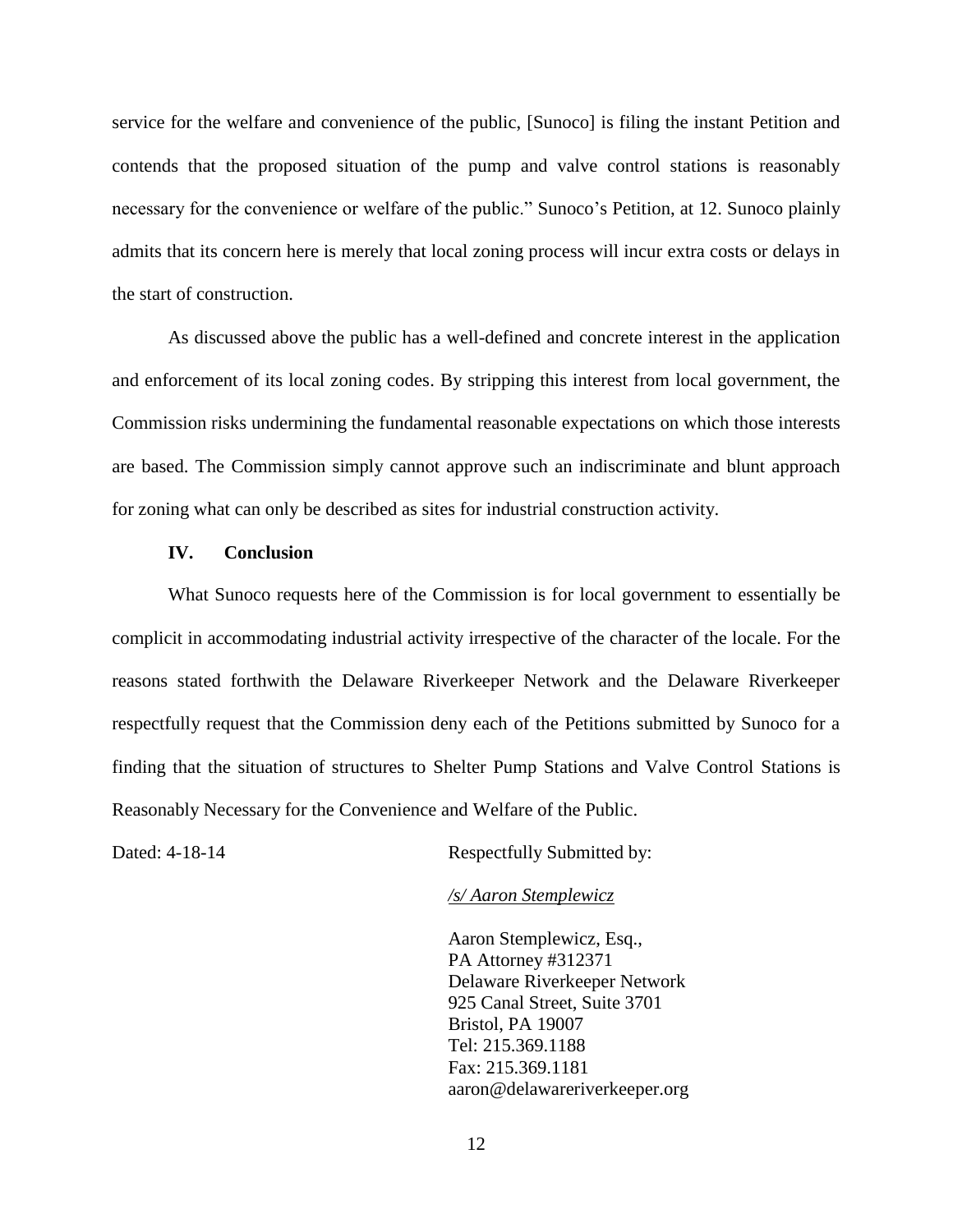service for the welfare and convenience of the public, [Sunoco] is filing the instant Petition and contends that the proposed situation of the pump and valve control stations is reasonably necessary for the convenience or welfare of the public." Sunoco's Petition, at 12. Sunoco plainly admits that its concern here is merely that local zoning process will incur extra costs or delays in the start of construction.

As discussed above the public has a well-defined and concrete interest in the application and enforcement of its local zoning codes. By stripping this interest from local government, the Commission risks undermining the fundamental reasonable expectations on which those interests are based. The Commission simply cannot approve such an indiscriminate and blunt approach for zoning what can only be described as sites for industrial construction activity.

## IV. Conclusion

What Sunoco requests here of the Commission is for local government to essentially be complicit in accommodating industrial activity irrespective of the character of the locale. For the reasons stated forthwith the Delaware Riverkeeper Network and the Delaware Riverkeeper respectfully request that the Commission deny each of the Petitions submitted by Sunoco for a finding that the situation of structures to Shelter Pump Stations and Valve Control Stations is Reasonably Necessary for the Convenience and Welfare of the Public.

Dated: 4-18-14

Respectfully Submitted by:

*/s/ Aaron Stemplewicz*

Aaron Stemplewicz, Esq.,
PA Attorney #312371
Delaware Riverkeeper Network
925 Canal Street, Suite 3701
Bristol, PA 19007
Tel: 215.369.1188
Fax: 215.369.1181
aaron@delawareriverkeeper.org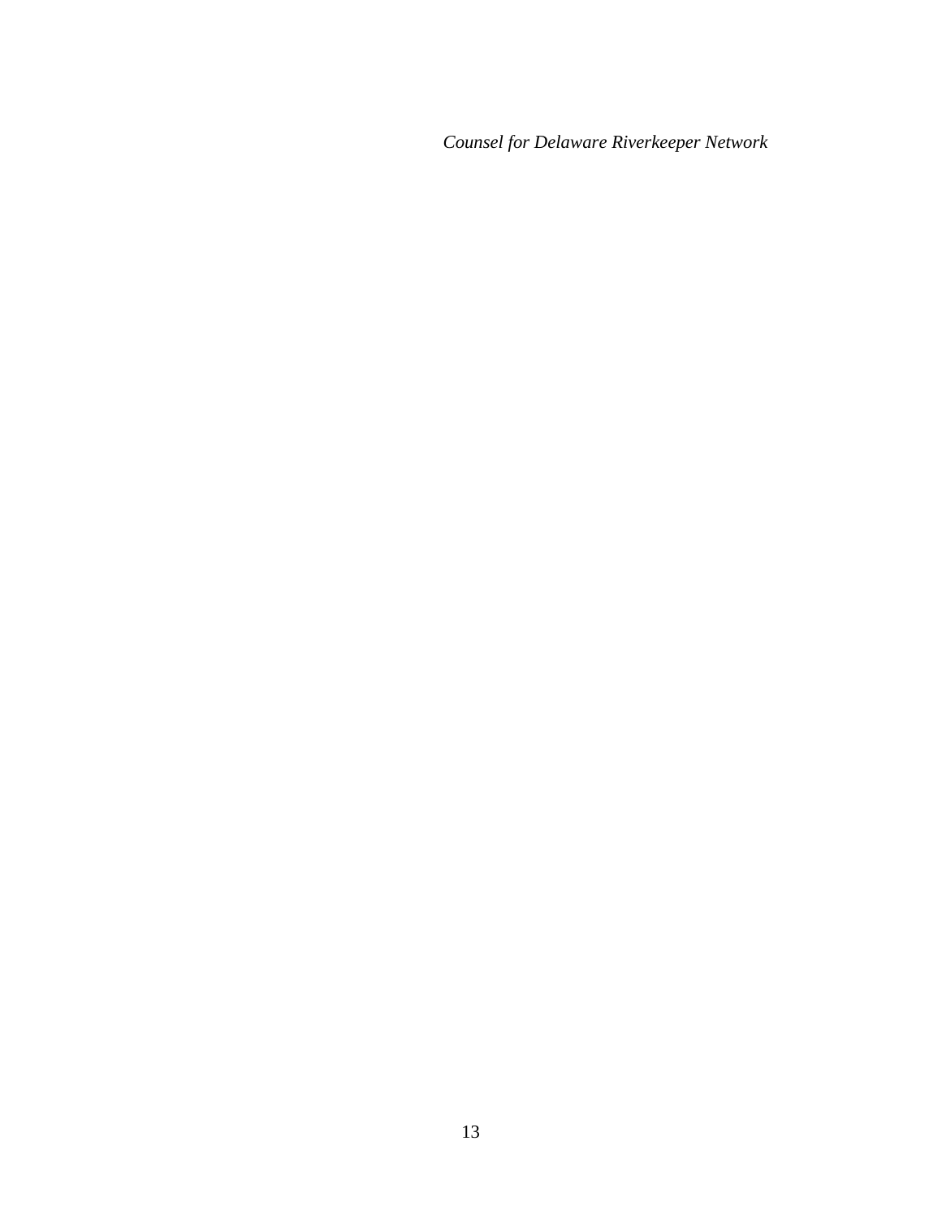*Counsel for Delaware Riverkeeper Network*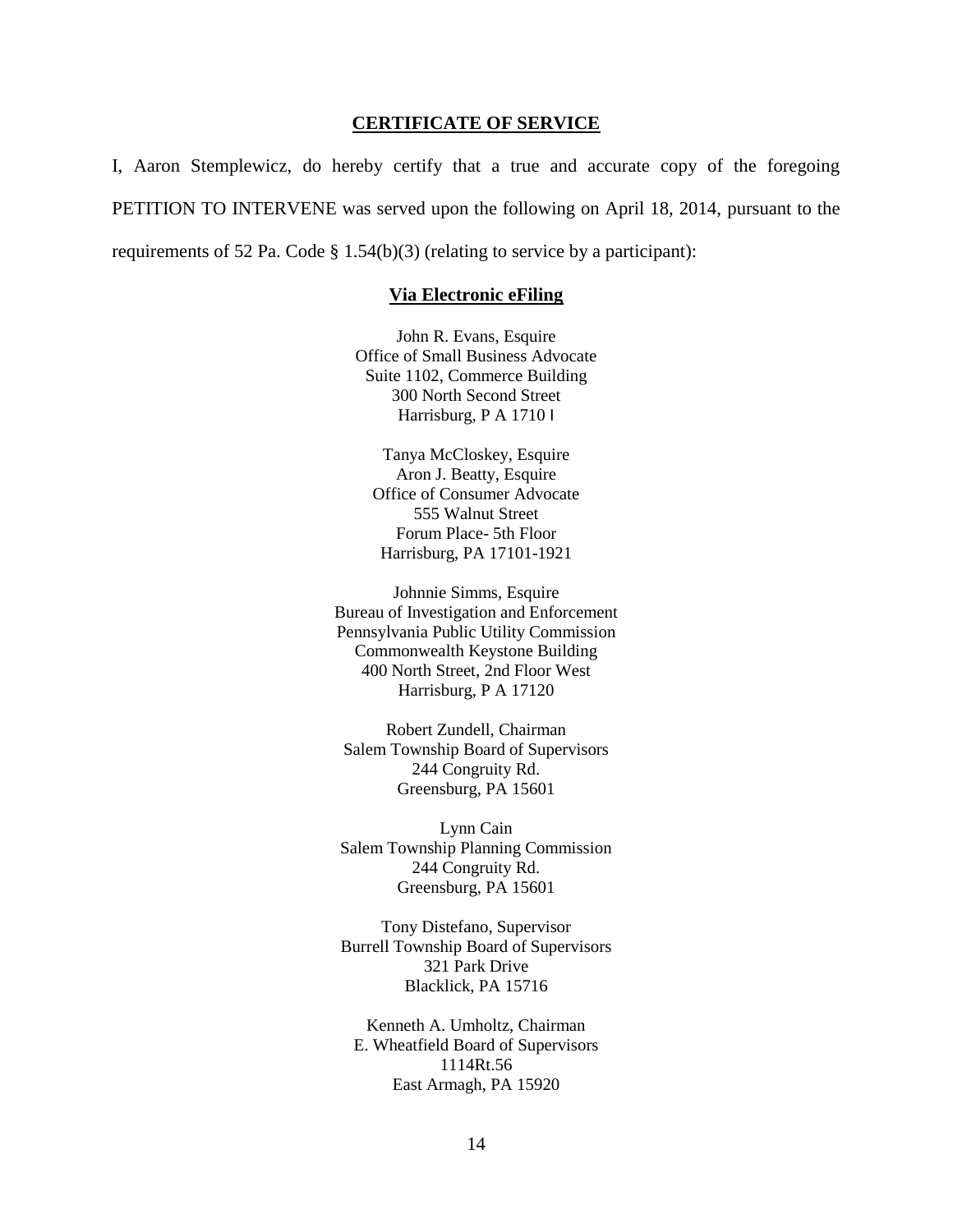## CERTIFICATE OF SERVICE

I, Aaron Stemplewicz, do hereby certify that a true and accurate copy of the foregoing PETITION TO INTERVENE was served upon the following on April 18, 2014, pursuant to the requirements of 52 Pa. Code § 1.54(b)(3) (relating to service by a participant):

**Via Electronic eFiling**

John R. Evans, Esquire
Office of Small Business Advocate
Suite 1102, Commerce Building
300 North Second Street
Harrisburg, P A 1710 l

Tanya McCloskey, Esquire
Aron J. Beatty, Esquire
Office of Consumer Advocate
555 Walnut Street
Forum Place- 5th Floor
Harrisburg, PA 17101-1921

Johnnie Simms, Esquire
Bureau of Investigation and Enforcement
Pennsylvania Public Utility Commission
Commonwealth Keystone Building
400 North Street, 2nd Floor West
Harrisburg, P A 17120

Robert Zundell, Chairman
Salem Township Board of Supervisors
244 Congruity Rd.
Greensburg, PA 15601

Lynn Cain
Salem Township Planning Commission
244 Congruity Rd.
Greensburg, PA 15601

Tony Distefano, Supervisor
Burrell Township Board of Supervisors
321 Park Drive
Blacklick, PA 15716

Kenneth A. Umholtz, Chairman
E. Wheatfield Board of Supervisors
1114Rt.56
East Armagh, PA 15920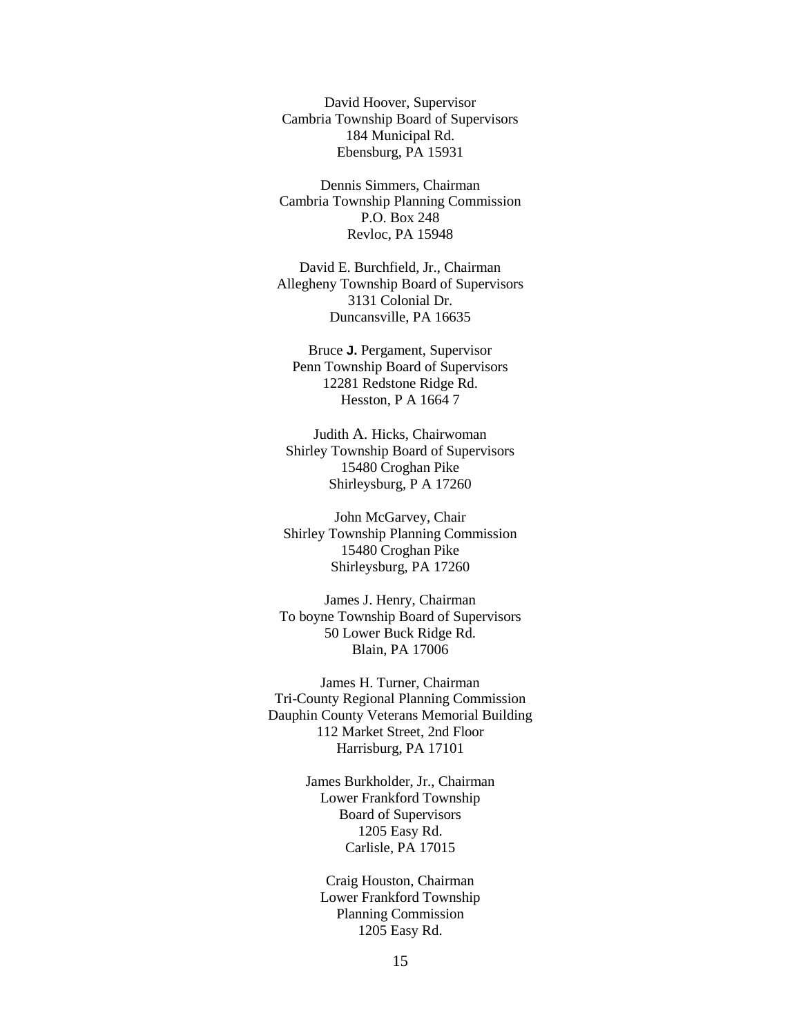David Hoover, Supervisor
Cambria Township Board of Supervisors
184 Municipal Rd.
Ebensburg, PA 15931

Dennis Simmers, Chairman
Cambria Township Planning Commission
P.O. Box 248
Revloc, PA 15948

David E. Burchfield, Jr., Chairman
Allegheny Township Board of Supervisors
3131 Colonial Dr.
Duncansville, PA 16635

Bruce **J.** Pergament, Supervisor
Penn Township Board of Supervisors
12281 Redstone Ridge Rd.
Hesston, P A 1664 7

Judith A. Hicks, Chairwoman
Shirley Township Board of Supervisors
15480 Croghan Pike
Shirleysburg, P A 17260

John McGarvey, Chair
Shirley Township Planning Commission
15480 Croghan Pike
Shirleysburg, PA 17260

James J. Henry, Chairman
To boyne Township Board of Supervisors
50 Lower Buck Ridge Rd.
Blain, PA 17006

James H. Turner, Chairman
Tri-County Regional Planning Commission
Dauphin County Veterans Memorial Building
112 Market Street, 2nd Floor
Harrisburg, PA 17101

James Burkholder, Jr., Chairman
Lower Frankford Township
Board of Supervisors
1205 Easy Rd.
Carlisle, PA 17015

Craig Houston, Chairman
Lower Frankford Township
Planning Commission
1205 Easy Rd.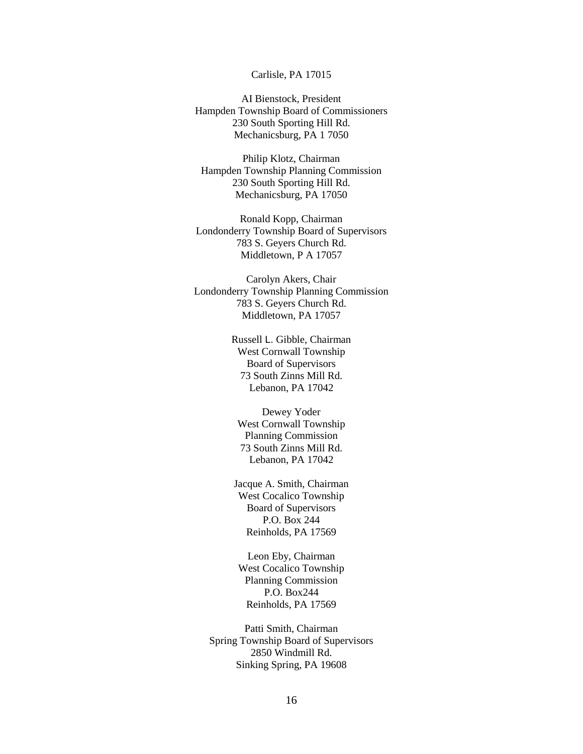Carlisle, PA 17015

AI Bienstock, President  
Hampden Township Board of Commissioners  
230 South Sporting Hill Rd.  
Mechanicsburg, PA 1 7050

Philip Klotz, Chairman  
Hampden Township Planning Commission  
230 South Sporting Hill Rd.  
Mechanicsburg, PA 17050

Ronald Kopp, Chairman  
Londonderry Township Board of Supervisors  
783 S. Geyers Church Rd.  
Middletown, P A 17057

Carolyn Akers, Chair  
Londonderry Township Planning Commission  
783 S. Geyers Church Rd.  
Middletown, PA 17057

Russell L. Gibble, Chairman  
West Cornwall Township  
Board of Supervisors  
73 South Zinns Mill Rd.  
Lebanon, PA 17042

Dewey Yoder  
West Cornwall Township  
Planning Commission  
73 South Zinns Mill Rd.  
Lebanon, PA 17042

Jacque A. Smith, Chairman  
West Cocalico Township  
Board of Supervisors  
P.O. Box 244  
Reinholds, PA 17569

Leon Eby, Chairman  
West Cocalico Township  
Planning Commission  
P.O. Box244  
Reinholds, PA 17569

Patti Smith, Chairman  
Spring Township Board of Supervisors  
2850 Windmill Rd.  
Sinking Spring, PA 19608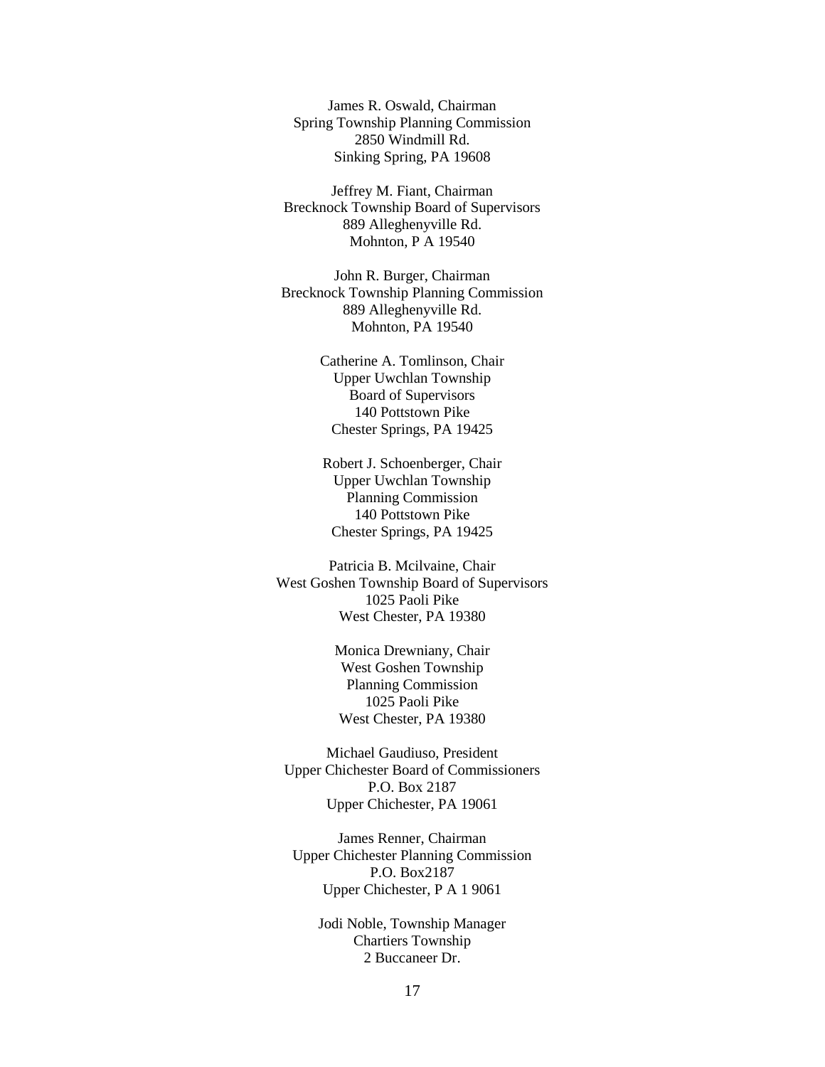James R. Oswald, Chairman
Spring Township Planning Commission
2850 Windmill Rd.
Sinking Spring, PA 19608

Jeffrey M. Fiant, Chairman
Brecknock Township Board of Supervisors
889 Alleghenyville Rd.
Mohnton, P A 19540

John R. Burger, Chairman
Brecknock Township Planning Commission
889 Alleghenyville Rd.
Mohnton, PA 19540

Catherine A. Tomlinson, Chair
Upper Uwchlan Township
Board of Supervisors
140 Pottstown Pike
Chester Springs, PA 19425

Robert J. Schoenberger, Chair
Upper Uwchlan Township
Planning Commission
140 Pottstown Pike
Chester Springs, PA 19425

Patricia B. Mcilvaine, Chair
West Goshen Township Board of Supervisors
1025 Paoli Pike
West Chester, PA 19380

Monica Drewniany, Chair
West Goshen Township
Planning Commission
1025 Paoli Pike
West Chester, PA 19380

Michael Gaudiuso, President
Upper Chichester Board of Commissioners
P.O. Box 2187
Upper Chichester, PA 19061

James Renner, Chairman
Upper Chichester Planning Commission
P.O. Box2187
Upper Chichester, P A 1 9061

Jodi Noble, Township Manager
Chartiers Township
2 Buccaneer Dr.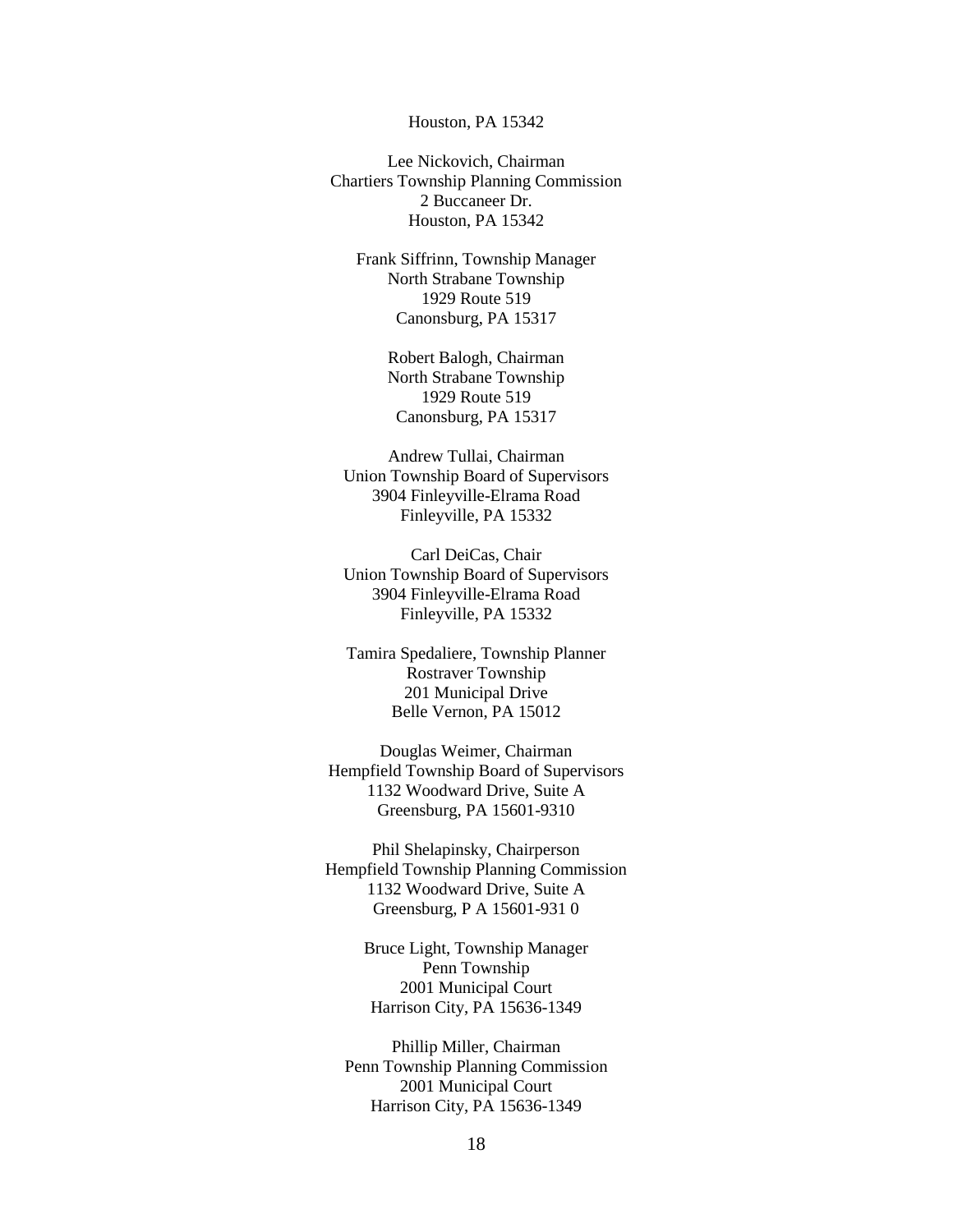Houston, PA 15342

Lee Nickovich, Chairman
Chartiers Township Planning Commission
2 Buccaneer Dr.
Houston, PA 15342

Frank Siffrinn, Township Manager
North Strabane Township
1929 Route 519
Canonsburg, PA 15317

Robert Balogh, Chairman
North Strabane Township
1929 Route 519
Canonsburg, PA 15317

Andrew Tullai, Chairman
Union Township Board of Supervisors
3904 Finleyville-Elrama Road
Finleyville, PA 15332

Carl DeiCas, Chair
Union Township Board of Supervisors
3904 Finleyville-Elrama Road
Finleyville, PA 15332

Tamira Spedaliere, Township Planner
Rostraver Township
201 Municipal Drive
Belle Vernon, PA 15012

Douglas Weimer, Chairman
Hempfield Township Board of Supervisors
1132 Woodward Drive, Suite A
Greensburg, PA 15601-9310

Phil Shelapinsky, Chairperson
Hempfield Township Planning Commission
1132 Woodward Drive, Suite A
Greensburg, P A 15601-931 0

Bruce Light, Township Manager
Penn Township
2001 Municipal Court
Harrison City, PA 15636-1349

Phillip Miller, Chairman
Penn Township Planning Commission
2001 Municipal Court
Harrison City, PA 15636-1349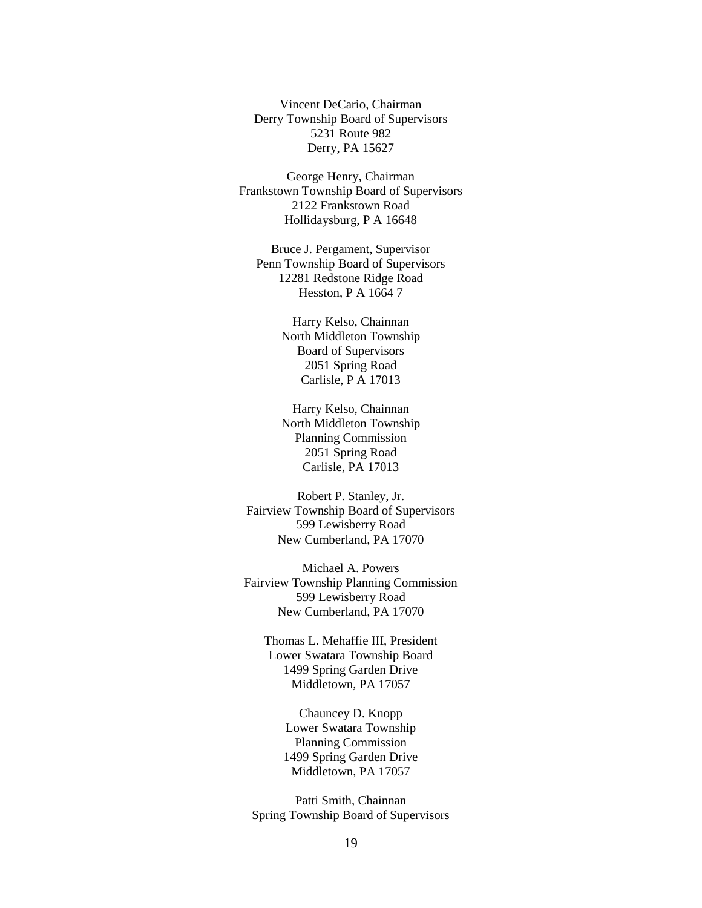Vincent DeCario, Chairman
Derry Township Board of Supervisors
5231 Route 982
Derry, PA 15627

George Henry, Chairman
Frankstown Township Board of Supervisors
2122 Frankstown Road
Hollidaysburg, P A 16648

Bruce J. Pergament, Supervisor
Penn Township Board of Supervisors
12281 Redstone Ridge Road
Hesston, P A 1664 7

Harry Kelso, Chainnan
North Middleton Township
Board of Supervisors
2051 Spring Road
Carlisle, P A 17013

Harry Kelso, Chainnan
North Middleton Township
Planning Commission
2051 Spring Road
Carlisle, PA 17013

Robert P. Stanley, Jr.
Fairview Township Board of Supervisors
599 Lewisberry Road
New Cumberland, PA 17070

Michael A. Powers
Fairview Township Planning Commission
599 Lewisberry Road
New Cumberland, PA 17070

Thomas L. Mehaffie III, President
Lower Swatara Township Board
1499 Spring Garden Drive
Middletown, PA 17057

Chauncey D. Knopp
Lower Swatara Township
Planning Commission
1499 Spring Garden Drive
Middletown, PA 17057

Patti Smith, Chainnan
Spring Township Board of Supervisors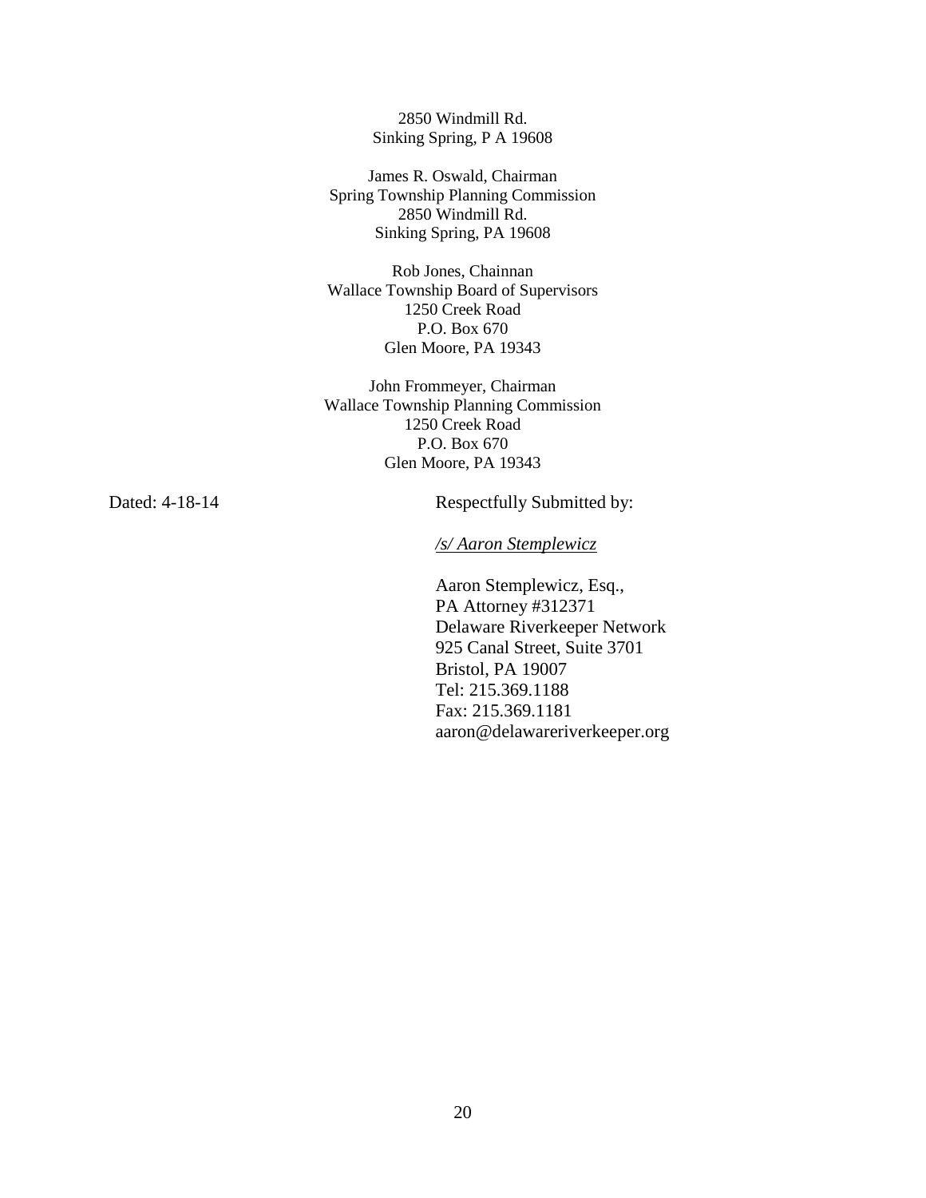2850 Windmill Rd.
Sinking Spring, P A 19608

James R. Oswald, Chairman
Spring Township Planning Commission
2850 Windmill Rd.
Sinking Spring, PA 19608

Rob Jones, Chainnan
Wallace Township Board of Supervisors
1250 Creek Road
P.O. Box 670
Glen Moore, PA 19343

John Frommeyer, Chairman
Wallace Township Planning Commission
1250 Creek Road
P.O. Box 670
Glen Moore, PA 19343

Dated: 4-18-14

Respectfully Submitted by:

*/s/ Aaron Stemplewicz*

Aaron Stemplewicz, Esq.,
PA Attorney #312371
Delaware Riverkeeper Network
925 Canal Street, Suite 3701
Bristol, PA 19007
Tel: 215.369.1188
Fax: 215.369.1181
aaron@delawareriverkeeper.org